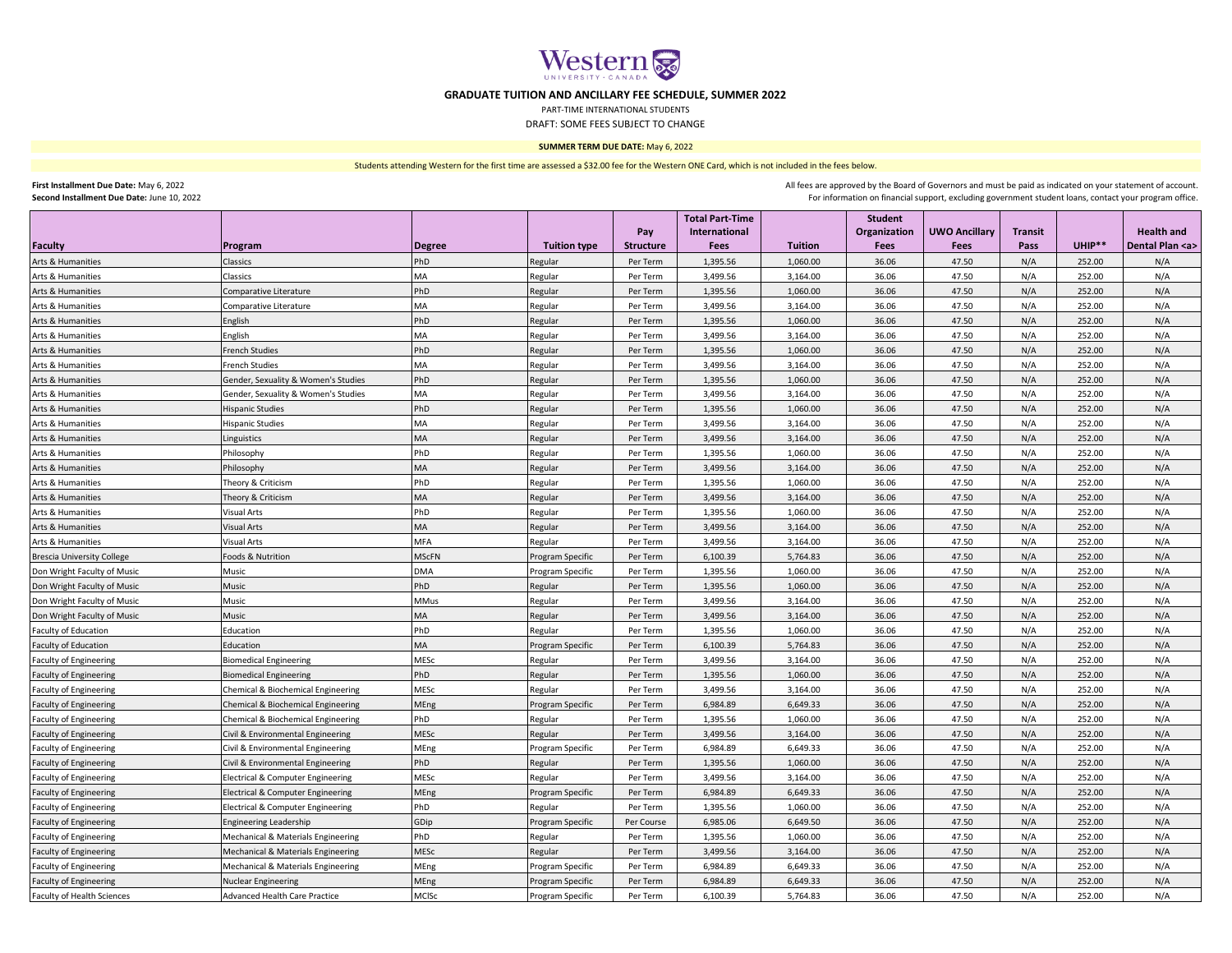# GRADUATE TUITION AND ANCILLARY FEE SCHEDULE, SUMMER 2022

PART-TIME INTERNATIONAL STUDENTS

DRAFT: SOME FEES SUBJECT TO CHANGE

**SUMMER TERM DUE DATE:** May 6, 2022

Students attending Western for the first time are assessed a $32.00 fee for the Western ONE Card, which is not included in the fees below.

**First Installment Due Date:** May 6, 2022
**Second Installment Due Date:** June 10, 2022

All fees are approved by the Board of Governors and must be paid as indicated on your statement of account.
For information on financial support, excluding government student loans, contact your program office.

| Faculty | Program | Degree | Tuition type | Pay Structure | Total Part-Time International Fees | Tuition | Student Organization Fees | UWO Ancillary Fees | Transit Pass | UHIP** | Health and Dental Plan <a> |
|---|---|---|---|---|---|---|---|---|---|---|---|
| Arts & Humanities | Classics | PhD | Regular | Per Term | 1,395.56 | 1,060.00 | 36.06 | 47.50 | N/A | 252.00 | N/A |
| Arts & Humanities | Classics | MA | Regular | Per Term | 3,499.56 | 3,164.00 | 36.06 | 47.50 | N/A | 252.00 | N/A |
| Arts & Humanities | Comparative Literature | PhD | Regular | Per Term | 1,395.56 | 1,060.00 | 36.06 | 47.50 | N/A | 252.00 | N/A |
| Arts & Humanities | Comparative Literature | MA | Regular | Per Term | 3,499.56 | 3,164.00 | 36.06 | 47.50 | N/A | 252.00 | N/A |
| Arts & Humanities | English | PhD | Regular | Per Term | 1,395.56 | 1,060.00 | 36.06 | 47.50 | N/A | 252.00 | N/A |
| Arts & Humanities | English | MA | Regular | Per Term | 3,499.56 | 3,164.00 | 36.06 | 47.50 | N/A | 252.00 | N/A |
| Arts & Humanities | French Studies | PhD | Regular | Per Term | 1,395.56 | 1,060.00 | 36.06 | 47.50 | N/A | 252.00 | N/A |
| Arts & Humanities | French Studies | MA | Regular | Per Term | 3,499.56 | 3,164.00 | 36.06 | 47.50 | N/A | 252.00 | N/A |
| Arts & Humanities | Gender, Sexuality & Women's Studies | PhD | Regular | Per Term | 1,395.56 | 1,060.00 | 36.06 | 47.50 | N/A | 252.00 | N/A |
| Arts & Humanities | Gender, Sexuality & Women's Studies | MA | Regular | Per Term | 3,499.56 | 3,164.00 | 36.06 | 47.50 | N/A | 252.00 | N/A |
| Arts & Humanities | Hispanic Studies | PhD | Regular | Per Term | 1,395.56 | 1,060.00 | 36.06 | 47.50 | N/A | 252.00 | N/A |
| Arts & Humanities | Hispanic Studies | MA | Regular | Per Term | 3,499.56 | 3,164.00 | 36.06 | 47.50 | N/A | 252.00 | N/A |
| Arts & Humanities | Linguistics | MA | Regular | Per Term | 3,499.56 | 3,164.00 | 36.06 | 47.50 | N/A | 252.00 | N/A |
| Arts & Humanities | Philosophy | PhD | Regular | Per Term | 1,395.56 | 1,060.00 | 36.06 | 47.50 | N/A | 252.00 | N/A |
| Arts & Humanities | Philosophy | MA | Regular | Per Term | 3,499.56 | 3,164.00 | 36.06 | 47.50 | N/A | 252.00 | N/A |
| Arts & Humanities | Theory & Criticism | PhD | Regular | Per Term | 1,395.56 | 1,060.00 | 36.06 | 47.50 | N/A | 252.00 | N/A |
| Arts & Humanities | Theory & Criticism | MA | Regular | Per Term | 3,499.56 | 3,164.00 | 36.06 | 47.50 | N/A | 252.00 | N/A |
| Arts & Humanities | Visual Arts | PhD | Regular | Per Term | 1,395.56 | 1,060.00 | 36.06 | 47.50 | N/A | 252.00 | N/A |
| Arts & Humanities | Visual Arts | MA | Regular | Per Term | 3,499.56 | 3,164.00 | 36.06 | 47.50 | N/A | 252.00 | N/A |
| Arts & Humanities | Visual Arts | MFA | Regular | Per Term | 3,499.56 | 3,164.00 | 36.06 | 47.50 | N/A | 252.00 | N/A |
| Brescia University College | Foods & Nutrition | MScFN | Program Specific | Per Term | 6,100.39 | 5,764.83 | 36.06 | 47.50 | N/A | 252.00 | N/A |
| Don Wright Faculty of Music | Music | DMA | Program Specific | Per Term | 1,395.56 | 1,060.00 | 36.06 | 47.50 | N/A | 252.00 | N/A |
| Don Wright Faculty of Music | Music | PhD | Regular | Per Term | 1,395.56 | 1,060.00 | 36.06 | 47.50 | N/A | 252.00 | N/A |
| Don Wright Faculty of Music | Music | MMus | Regular | Per Term | 3,499.56 | 3,164.00 | 36.06 | 47.50 | N/A | 252.00 | N/A |
| Don Wright Faculty of Music | Music | MA | Regular | Per Term | 3,499.56 | 3,164.00 | 36.06 | 47.50 | N/A | 252.00 | N/A |
| Faculty of Education | Education | PhD | Regular | Per Term | 1,395.56 | 1,060.00 | 36.06 | 47.50 | N/A | 252.00 | N/A |
| Faculty of Education | Education | MA | Program Specific | Per Term | 6,100.39 | 5,764.83 | 36.06 | 47.50 | N/A | 252.00 | N/A |
| Faculty of Engineering | Biomedical Engineering | MESc | Regular | Per Term | 3,499.56 | 3,164.00 | 36.06 | 47.50 | N/A | 252.00 | N/A |
| Faculty of Engineering | Biomedical Engineering | PhD | Regular | Per Term | 1,395.56 | 1,060.00 | 36.06 | 47.50 | N/A | 252.00 | N/A |
| Faculty of Engineering | Chemical & Biochemical Engineering | MESc | Regular | Per Term | 3,499.56 | 3,164.00 | 36.06 | 47.50 | N/A | 252.00 | N/A |
| Faculty of Engineering | Chemical & Biochemical Engineering | MEng | Program Specific | Per Term | 6,984.89 | 6,649.33 | 36.06 | 47.50 | N/A | 252.00 | N/A |
| Faculty of Engineering | Chemical & Biochemical Engineering | PhD | Regular | Per Term | 1,395.56 | 1,060.00 | 36.06 | 47.50 | N/A | 252.00 | N/A |
| Faculty of Engineering | Civil & Environmental Engineering | MESc | Regular | Per Term | 3,499.56 | 3,164.00 | 36.06 | 47.50 | N/A | 252.00 | N/A |
| Faculty of Engineering | Civil & Environmental Engineering | MEng | Program Specific | Per Term | 6,984.89 | 6,649.33 | 36.06 | 47.50 | N/A | 252.00 | N/A |
| Faculty of Engineering | Civil & Environmental Engineering | PhD | Regular | Per Term | 1,395.56 | 1,060.00 | 36.06 | 47.50 | N/A | 252.00 | N/A |
| Faculty of Engineering | Electrical & Computer Engineering | MESc | Regular | Per Term | 3,499.56 | 3,164.00 | 36.06 | 47.50 | N/A | 252.00 | N/A |
| Faculty of Engineering | Electrical & Computer Engineering | MEng | Program Specific | Per Term | 6,984.89 | 6,649.33 | 36.06 | 47.50 | N/A | 252.00 | N/A |
| Faculty of Engineering | Electrical & Computer Engineering | PhD | Regular | Per Term | 1,395.56 | 1,060.00 | 36.06 | 47.50 | N/A | 252.00 | N/A |
| Faculty of Engineering | Engineering Leadership | GDip | Program Specific | Per Course | 6,985.06 | 6,649.50 | 36.06 | 47.50 | N/A | 252.00 | N/A |
| Faculty of Engineering | Mechanical & Materials Engineering | PhD | Regular | Per Term | 1,395.56 | 1,060.00 | 36.06 | 47.50 | N/A | 252.00 | N/A |
| Faculty of Engineering | Mechanical & Materials Engineering | MESc | Regular | Per Term | 3,499.56 | 3,164.00 | 36.06 | 47.50 | N/A | 252.00 | N/A |
| Faculty of Engineering | Mechanical & Materials Engineering | MEng | Program Specific | Per Term | 6,984.89 | 6,649.33 | 36.06 | 47.50 | N/A | 252.00 | N/A |
| Faculty of Engineering | Nuclear Engineering | MEng | Program Specific | Per Term | 6,984.89 | 6,649.33 | 36.06 | 47.50 | N/A | 252.00 | N/A |
| Faculty of Health Sciences | Advanced Health Care Practice | MClSc | Program Specific | Per Term | 6,100.39 | 5,764.83 | 36.06 | 47.50 | N/A | 252.00 | N/A |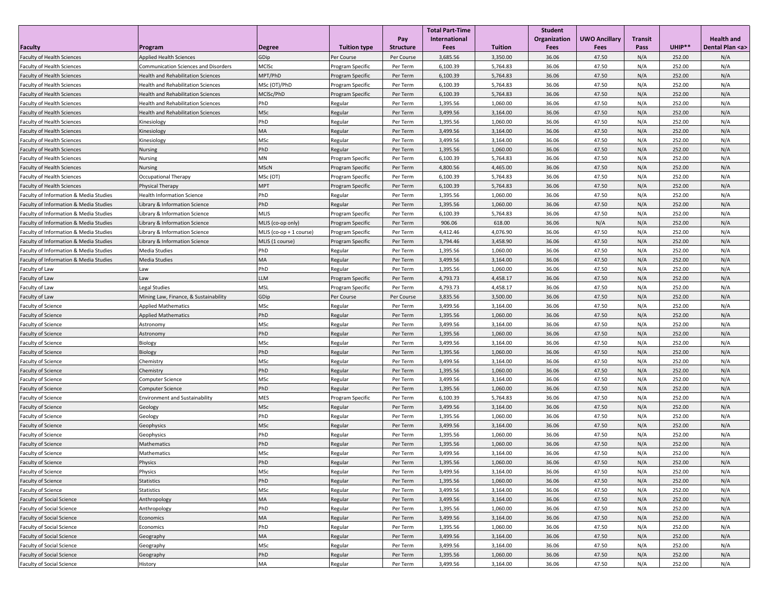| Faculty | Program | Degree | Tuition type | Pay Structure | Total Part-Time International Fees | Tuition | Student Organization Fees | UWO Ancillary Fees | Transit Pass | UHIP** | Health and Dental Plan <a> |
|---|---|---|---|---|---|---|---|---|---|---|---|
| Faculty of Health Sciences | Applied Health Sciences | GDip | Per Course | Per Course | 3,685.56 | 3,350.00 | 36.06 | 47.50 | N/A | 252.00 | N/A |
| Faculty of Health Sciences | Communication Sciences and Disorders | MClSc | Program Specific | Per Term | 6,100.39 | 5,764.83 | 36.06 | 47.50 | N/A | 252.00 | N/A |
| Faculty of Health Sciences | Health and Rehabilitation Sciences | MPT/PhD | Program Specific | Per Term | 6,100.39 | 5,764.83 | 36.06 | 47.50 | N/A | 252.00 | N/A |
| Faculty of Health Sciences | Health and Rehabilitation Sciences | MSc (OT)/PhD | Program Specific | Per Term | 6,100.39 | 5,764.83 | 36.06 | 47.50 | N/A | 252.00 | N/A |
| Faculty of Health Sciences | Health and Rehabilitation Sciences | MClSc/PhD | Program Specific | Per Term | 6,100.39 | 5,764.83 | 36.06 | 47.50 | N/A | 252.00 | N/A |
| Faculty of Health Sciences | Health and Rehabilitation Sciences | PhD | Regular | Per Term | 1,395.56 | 1,060.00 | 36.06 | 47.50 | N/A | 252.00 | N/A |
| Faculty of Health Sciences | Health and Rehabilitation Sciences | MSc | Regular | Per Term | 3,499.56 | 3,164.00 | 36.06 | 47.50 | N/A | 252.00 | N/A |
| Faculty of Health Sciences | Kinesiology | PhD | Regular | Per Term | 1,395.56 | 1,060.00 | 36.06 | 47.50 | N/A | 252.00 | N/A |
| Faculty of Health Sciences | Kinesiology | MA | Regular | Per Term | 3,499.56 | 3,164.00 | 36.06 | 47.50 | N/A | 252.00 | N/A |
| Faculty of Health Sciences | Kinesiology | MSc | Regular | Per Term | 3,499.56 | 3,164.00 | 36.06 | 47.50 | N/A | 252.00 | N/A |
| Faculty of Health Sciences | Nursing | PhD | Regular | Per Term | 1,395.56 | 1,060.00 | 36.06 | 47.50 | N/A | 252.00 | N/A |
| Faculty of Health Sciences | Nursing | MN | Program Specific | Per Term | 6,100.39 | 5,764.83 | 36.06 | 47.50 | N/A | 252.00 | N/A |
| Faculty of Health Sciences | Nursing | MScN | Program Specific | Per Term | 4,800.56 | 4,465.00 | 36.06 | 47.50 | N/A | 252.00 | N/A |
| Faculty of Health Sciences | Occupational Therapy | MSc (OT) | Program Specific | Per Term | 6,100.39 | 5,764.83 | 36.06 | 47.50 | N/A | 252.00 | N/A |
| Faculty of Health Sciences | Physical Therapy | MPT | Program Specific | Per Term | 6,100.39 | 5,764.83 | 36.06 | 47.50 | N/A | 252.00 | N/A |
| Faculty of Information & Media Studies | Health Information Science | PhD | Regular | Per Term | 1,395.56 | 1,060.00 | 36.06 | 47.50 | N/A | 252.00 | N/A |
| Faculty of Information & Media Studies | Library & Information Science | PhD | Regular | Per Term | 1,395.56 | 1,060.00 | 36.06 | 47.50 | N/A | 252.00 | N/A |
| Faculty of Information & Media Studies | Library & Information Science | MLIS | Program Specific | Per Term | 6,100.39 | 5,764.83 | 36.06 | 47.50 | N/A | 252.00 | N/A |
| Faculty of Information & Media Studies | Library & Information Science | MLIS (co-op only) | Program Specific | Per Term | 906.06 | 618.00 | 36.06 | N/A | N/A | 252.00 | N/A |
| Faculty of Information & Media Studies | Library & Information Science | MLIS (co-op + 1 course) | Program Specific | Per Term | 4,412.46 | 4,076.90 | 36.06 | 47.50 | N/A | 252.00 | N/A |
| Faculty of Information & Media Studies | Library & Information Science | MLIS (1 course) | Program Specific | Per Term | 3,794.46 | 3,458.90 | 36.06 | 47.50 | N/A | 252.00 | N/A |
| Faculty of Information & Media Studies | Media Studies | PhD | Regular | Per Term | 1,395.56 | 1,060.00 | 36.06 | 47.50 | N/A | 252.00 | N/A |
| Faculty of Information & Media Studies | Media Studies | MA | Regular | Per Term | 3,499.56 | 3,164.00 | 36.06 | 47.50 | N/A | 252.00 | N/A |
| Faculty of Law | Law | PhD | Regular | Per Term | 1,395.56 | 1,060.00 | 36.06 | 47.50 | N/A | 252.00 | N/A |
| Faculty of Law | Law | LLM | Program Specific | Per Term | 4,793.73 | 4,458.17 | 36.06 | 47.50 | N/A | 252.00 | N/A |
| Faculty of Law | Legal Studies | MSL | Program Specific | Per Term | 4,793.73 | 4,458.17 | 36.06 | 47.50 | N/A | 252.00 | N/A |
| Faculty of Law | Mining Law, Finance, & Sustainability | GDip | Per Course | Per Course | 3,835.56 | 3,500.00 | 36.06 | 47.50 | N/A | 252.00 | N/A |
| Faculty of Science | Applied Mathematics | MSc | Regular | Per Term | 3,499.56 | 3,164.00 | 36.06 | 47.50 | N/A | 252.00 | N/A |
| Faculty of Science | Applied Mathematics | PhD | Regular | Per Term | 1,395.56 | 1,060.00 | 36.06 | 47.50 | N/A | 252.00 | N/A |
| Faculty of Science | Astronomy | MSc | Regular | Per Term | 3,499.56 | 3,164.00 | 36.06 | 47.50 | N/A | 252.00 | N/A |
| Faculty of Science | Astronomy | PhD | Regular | Per Term | 1,395.56 | 1,060.00 | 36.06 | 47.50 | N/A | 252.00 | N/A |
| Faculty of Science | Biology | MSc | Regular | Per Term | 3,499.56 | 3,164.00 | 36.06 | 47.50 | N/A | 252.00 | N/A |
| Faculty of Science | Biology | PhD | Regular | Per Term | 1,395.56 | 1,060.00 | 36.06 | 47.50 | N/A | 252.00 | N/A |
| Faculty of Science | Chemistry | MSc | Regular | Per Term | 3,499.56 | 3,164.00 | 36.06 | 47.50 | N/A | 252.00 | N/A |
| Faculty of Science | Chemistry | PhD | Regular | Per Term | 1,395.56 | 1,060.00 | 36.06 | 47.50 | N/A | 252.00 | N/A |
| Faculty of Science | Computer Science | MSc | Regular | Per Term | 3,499.56 | 3,164.00 | 36.06 | 47.50 | N/A | 252.00 | N/A |
| Faculty of Science | Computer Science | PhD | Regular | Per Term | 1,395.56 | 1,060.00 | 36.06 | 47.50 | N/A | 252.00 | N/A |
| Faculty of Science | Environment and Sustainability | MES | Program Specific | Per Term | 6,100.39 | 5,764.83 | 36.06 | 47.50 | N/A | 252.00 | N/A |
| Faculty of Science | Geology | MSc | Regular | Per Term | 3,499.56 | 3,164.00 | 36.06 | 47.50 | N/A | 252.00 | N/A |
| Faculty of Science | Geology | PhD | Regular | Per Term | 1,395.56 | 1,060.00 | 36.06 | 47.50 | N/A | 252.00 | N/A |
| Faculty of Science | Geophysics | MSc | Regular | Per Term | 3,499.56 | 3,164.00 | 36.06 | 47.50 | N/A | 252.00 | N/A |
| Faculty of Science | Geophysics | PhD | Regular | Per Term | 1,395.56 | 1,060.00 | 36.06 | 47.50 | N/A | 252.00 | N/A |
| Faculty of Science | Mathematics | PhD | Regular | Per Term | 1,395.56 | 1,060.00 | 36.06 | 47.50 | N/A | 252.00 | N/A |
| Faculty of Science | Mathematics | MSc | Regular | Per Term | 3,499.56 | 3,164.00 | 36.06 | 47.50 | N/A | 252.00 | N/A |
| Faculty of Science | Physics | PhD | Regular | Per Term | 1,395.56 | 1,060.00 | 36.06 | 47.50 | N/A | 252.00 | N/A |
| Faculty of Science | Physics | MSc | Regular | Per Term | 3,499.56 | 3,164.00 | 36.06 | 47.50 | N/A | 252.00 | N/A |
| Faculty of Science | Statistics | PhD | Regular | Per Term | 1,395.56 | 1,060.00 | 36.06 | 47.50 | N/A | 252.00 | N/A |
| Faculty of Science | Statistics | MSc | Regular | Per Term | 3,499.56 | 3,164.00 | 36.06 | 47.50 | N/A | 252.00 | N/A |
| Faculty of Social Science | Anthropology | MA | Regular | Per Term | 3,499.56 | 3,164.00 | 36.06 | 47.50 | N/A | 252.00 | N/A |
| Faculty of Social Science | Anthropology | PhD | Regular | Per Term | 1,395.56 | 1,060.00 | 36.06 | 47.50 | N/A | 252.00 | N/A |
| Faculty of Social Science | Economics | MA | Regular | Per Term | 3,499.56 | 3,164.00 | 36.06 | 47.50 | N/A | 252.00 | N/A |
| Faculty of Social Science | Economics | PhD | Regular | Per Term | 1,395.56 | 1,060.00 | 36.06 | 47.50 | N/A | 252.00 | N/A |
| Faculty of Social Science | Geography | MA | Regular | Per Term | 3,499.56 | 3,164.00 | 36.06 | 47.50 | N/A | 252.00 | N/A |
| Faculty of Social Science | Geography | MSc | Regular | Per Term | 3,499.56 | 3,164.00 | 36.06 | 47.50 | N/A | 252.00 | N/A |
| Faculty of Social Science | Geography | PhD | Regular | Per Term | 1,395.56 | 1,060.00 | 36.06 | 47.50 | N/A | 252.00 | N/A |
| Faculty of Social Science | History | MA | Regular | Per Term | 3,499.56 | 3,164.00 | 36.06 | 47.50 | N/A | 252.00 | N/A |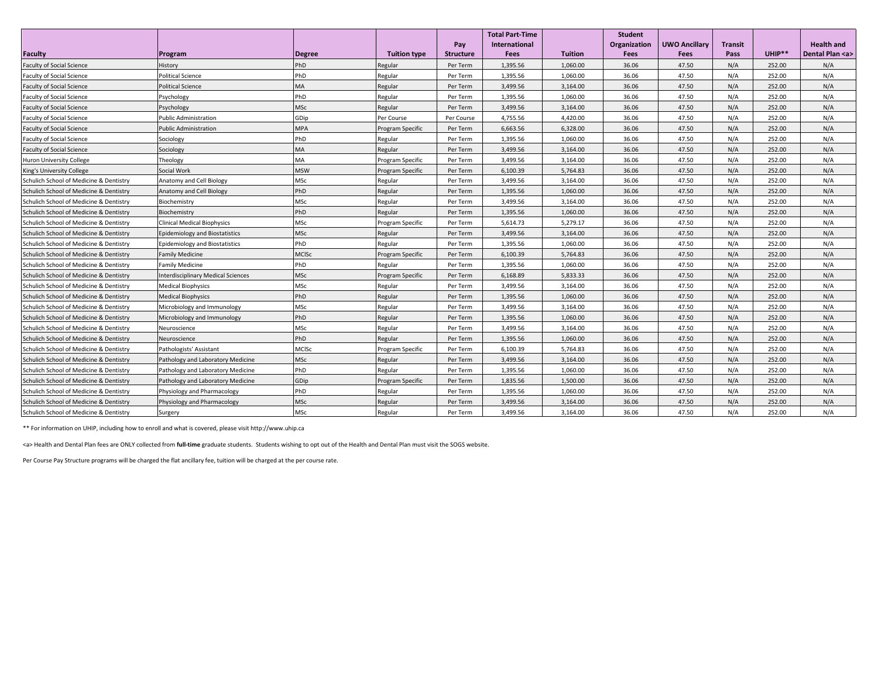| Faculty | Program | Degree | Tuition type | Pay Structure | Total Part-Time International Fees | Tuition | Student Organization Fees | UWO Ancillary Fees | Transit Pass | UHIP** | Health and Dental Plan <a> |
|---|---|---|---|---|---|---|---|---|---|---|---|
| Faculty of Social Science | History | PhD | Regular | Per Term | 1,395.56 | 1,060.00 | 36.06 | 47.50 | N/A | 252.00 | N/A |
| Faculty of Social Science | Political Science | PhD | Regular | Per Term | 1,395.56 | 1,060.00 | 36.06 | 47.50 | N/A | 252.00 | N/A |
| Faculty of Social Science | Political Science | MA | Regular | Per Term | 3,499.56 | 3,164.00 | 36.06 | 47.50 | N/A | 252.00 | N/A |
| Faculty of Social Science | Psychology | PhD | Regular | Per Term | 1,395.56 | 1,060.00 | 36.06 | 47.50 | N/A | 252.00 | N/A |
| Faculty of Social Science | Psychology | MSc | Regular | Per Term | 3,499.56 | 3,164.00 | 36.06 | 47.50 | N/A | 252.00 | N/A |
| Faculty of Social Science | Public Administration | GDip | Per Course | Per Course | 4,755.56 | 4,420.00 | 36.06 | 47.50 | N/A | 252.00 | N/A |
| Faculty of Social Science | Public Administration | MPA | Program Specific | Per Term | 6,663.56 | 6,328.00 | 36.06 | 47.50 | N/A | 252.00 | N/A |
| Faculty of Social Science | Sociology | PhD | Regular | Per Term | 1,395.56 | 1,060.00 | 36.06 | 47.50 | N/A | 252.00 | N/A |
| Faculty of Social Science | Sociology | MA | Regular | Per Term | 3,499.56 | 3,164.00 | 36.06 | 47.50 | N/A | 252.00 | N/A |
| Huron University College | Theology | MA | Program Specific | Per Term | 3,499.56 | 3,164.00 | 36.06 | 47.50 | N/A | 252.00 | N/A |
| King's University College | Social Work | MSW | Program Specific | Per Term | 6,100.39 | 5,764.83 | 36.06 | 47.50 | N/A | 252.00 | N/A |
| Schulich School of Medicine & Dentistry | Anatomy and Cell Biology | MSc | Regular | Per Term | 3,499.56 | 3,164.00 | 36.06 | 47.50 | N/A | 252.00 | N/A |
| Schulich School of Medicine & Dentistry | Anatomy and Cell Biology | PhD | Regular | Per Term | 1,395.56 | 1,060.00 | 36.06 | 47.50 | N/A | 252.00 | N/A |
| Schulich School of Medicine & Dentistry | Biochemistry | MSc | Regular | Per Term | 3,499.56 | 3,164.00 | 36.06 | 47.50 | N/A | 252.00 | N/A |
| Schulich School of Medicine & Dentistry | Biochemistry | PhD | Regular | Per Term | 1,395.56 | 1,060.00 | 36.06 | 47.50 | N/A | 252.00 | N/A |
| Schulich School of Medicine & Dentistry | Clinical Medical Biophysics | MSc | Program Specific | Per Term | 5,614.73 | 5,279.17 | 36.06 | 47.50 | N/A | 252.00 | N/A |
| Schulich School of Medicine & Dentistry | Epidemiology and Biostatistics | MSc | Regular | Per Term | 3,499.56 | 3,164.00 | 36.06 | 47.50 | N/A | 252.00 | N/A |
| Schulich School of Medicine & Dentistry | Epidemiology and Biostatistics | PhD | Regular | Per Term | 1,395.56 | 1,060.00 | 36.06 | 47.50 | N/A | 252.00 | N/A |
| Schulich School of Medicine & Dentistry | Family Medicine | MClSc | Program Specific | Per Term | 6,100.39 | 5,764.83 | 36.06 | 47.50 | N/A | 252.00 | N/A |
| Schulich School of Medicine & Dentistry | Family Medicine | PhD | Regular | Per Term | 1,395.56 | 1,060.00 | 36.06 | 47.50 | N/A | 252.00 | N/A |
| Schulich School of Medicine & Dentistry | Interdisciplinary Medical Sciences | MSc | Program Specific | Per Term | 6,168.89 | 5,833.33 | 36.06 | 47.50 | N/A | 252.00 | N/A |
| Schulich School of Medicine & Dentistry | Medical Biophysics | MSc | Regular | Per Term | 3,499.56 | 3,164.00 | 36.06 | 47.50 | N/A | 252.00 | N/A |
| Schulich School of Medicine & Dentistry | Medical Biophysics | PhD | Regular | Per Term | 1,395.56 | 1,060.00 | 36.06 | 47.50 | N/A | 252.00 | N/A |
| Schulich School of Medicine & Dentistry | Microbiology and Immunology | MSc | Regular | Per Term | 3,499.56 | 3,164.00 | 36.06 | 47.50 | N/A | 252.00 | N/A |
| Schulich School of Medicine & Dentistry | Microbiology and Immunology | PhD | Regular | Per Term | 1,395.56 | 1,060.00 | 36.06 | 47.50 | N/A | 252.00 | N/A |
| Schulich School of Medicine & Dentistry | Neuroscience | MSc | Regular | Per Term | 3,499.56 | 3,164.00 | 36.06 | 47.50 | N/A | 252.00 | N/A |
| Schulich School of Medicine & Dentistry | Neuroscience | PhD | Regular | Per Term | 1,395.56 | 1,060.00 | 36.06 | 47.50 | N/A | 252.00 | N/A |
| Schulich School of Medicine & Dentistry | Pathologists' Assistant | MClSc | Program Specific | Per Term | 6,100.39 | 5,764.83 | 36.06 | 47.50 | N/A | 252.00 | N/A |
| Schulich School of Medicine & Dentistry | Pathology and Laboratory Medicine | MSc | Regular | Per Term | 3,499.56 | 3,164.00 | 36.06 | 47.50 | N/A | 252.00 | N/A |
| Schulich School of Medicine & Dentistry | Pathology and Laboratory Medicine | PhD | Regular | Per Term | 1,395.56 | 1,060.00 | 36.06 | 47.50 | N/A | 252.00 | N/A |
| Schulich School of Medicine & Dentistry | Pathology and Laboratory Medicine | GDip | Program Specific | Per Term | 1,835.56 | 1,500.00 | 36.06 | 47.50 | N/A | 252.00 | N/A |
| Schulich School of Medicine & Dentistry | Physiology and Pharmacology | PhD | Regular | Per Term | 1,395.56 | 1,060.00 | 36.06 | 47.50 | N/A | 252.00 | N/A |
| Schulich School of Medicine & Dentistry | Physiology and Pharmacology | MSc | Regular | Per Term | 3,499.56 | 3,164.00 | 36.06 | 47.50 | N/A | 252.00 | N/A |
| Schulich School of Medicine & Dentistry | Surgery | MSc | Regular | Per Term | 3,499.56 | 3,164.00 | 36.06 | 47.50 | N/A | 252.00 | N/A |

** For information on UHIP, including how to enroll and what is covered, please visit http://www.uhip.ca

<a> Health and Dental Plan fees are ONLY collected from **full-time** graduate students. Students wishing to opt out of the Health and Dental Plan must visit the SOGS website.

Per Course Pay Structure programs will be charged the flat ancillary fee, tuition will be charged at the per course rate.